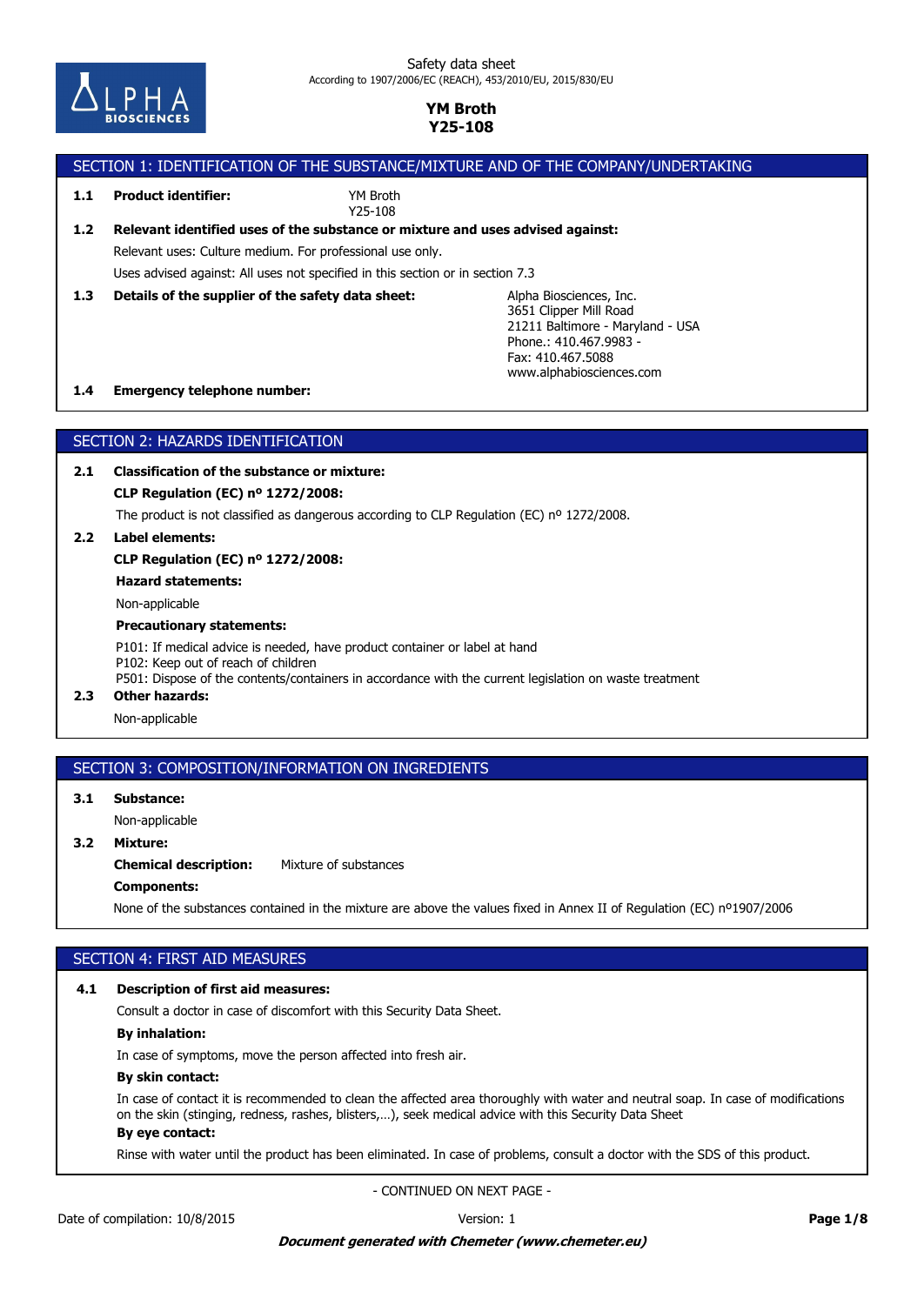Safety data sheet
According to 1907/2006/EC (REACH), 453/2010/EU, 2015/830/EU

**YM Broth**
**Y25-108**

## SECTION 1: IDENTIFICATION OF THE SUBSTANCE/MIXTURE AND OF THE COMPANY/UNDERTAKING

**1.1 Product identifier:** YM Broth
Y25-108

**1.2 Relevant identified uses of the substance or mixture and uses advised against:**

Relevant uses: Culture medium. For professional use only.

Uses advised against: All uses not specified in this section or in section 7.3

**1.3 Details of the supplier of the safety data sheet:**

Alpha Biosciences, Inc.
3651 Clipper Mill Road
21211 Baltimore - Maryland - USA
Phone.: 410.467.9983 -
Fax: 410.467.5088
www.alphabiosciences.com

**1.4 Emergency telephone number:**

## SECTION 2: HAZARDS IDENTIFICATION

**2.1 Classification of the substance or mixture:**

**CLP Regulation (EC) nº 1272/2008:**

The product is not classified as dangerous according to CLP Regulation (EC) nº 1272/2008.

**2.2 Label elements:**

**CLP Regulation (EC) nº 1272/2008:**

**Hazard statements:**

Non-applicable

**Precautionary statements:**

P101: If medical advice is needed, have product container or label at hand
P102: Keep out of reach of children
P501: Dispose of the contents/containers in accordance with the current legislation on waste treatment

**2.3 Other hazards:**

Non-applicable

## SECTION 3: COMPOSITION/INFORMATION ON INGREDIENTS

**3.1 Substance:**

Non-applicable

**3.2 Mixture:**

**Chemical description:** Mixture of substances

**Components:**

None of the substances contained in the mixture are above the values fixed in Annex II of Regulation (EC) nº1907/2006

## SECTION 4: FIRST AID MEASURES

**4.1 Description of first aid measures:**

Consult a doctor in case of discomfort with this Security Data Sheet.

**By inhalation:**

In case of symptoms, move the person affected into fresh air.

**By skin contact:**

In case of contact it is recommended to clean the affected area thoroughly with water and neutral soap. In case of modifications on the skin (stinging, redness, rashes, blisters,…), seek medical advice with this Security Data Sheet

**By eye contact:**

Rinse with water until the product has been eliminated. In case of problems, consult a doctor with the SDS of this product.

- CONTINUED ON NEXT PAGE -

Date of compilation: 10/8/2015 Version: 1

***Document generated with Chemeter (www.chemeter.eu)***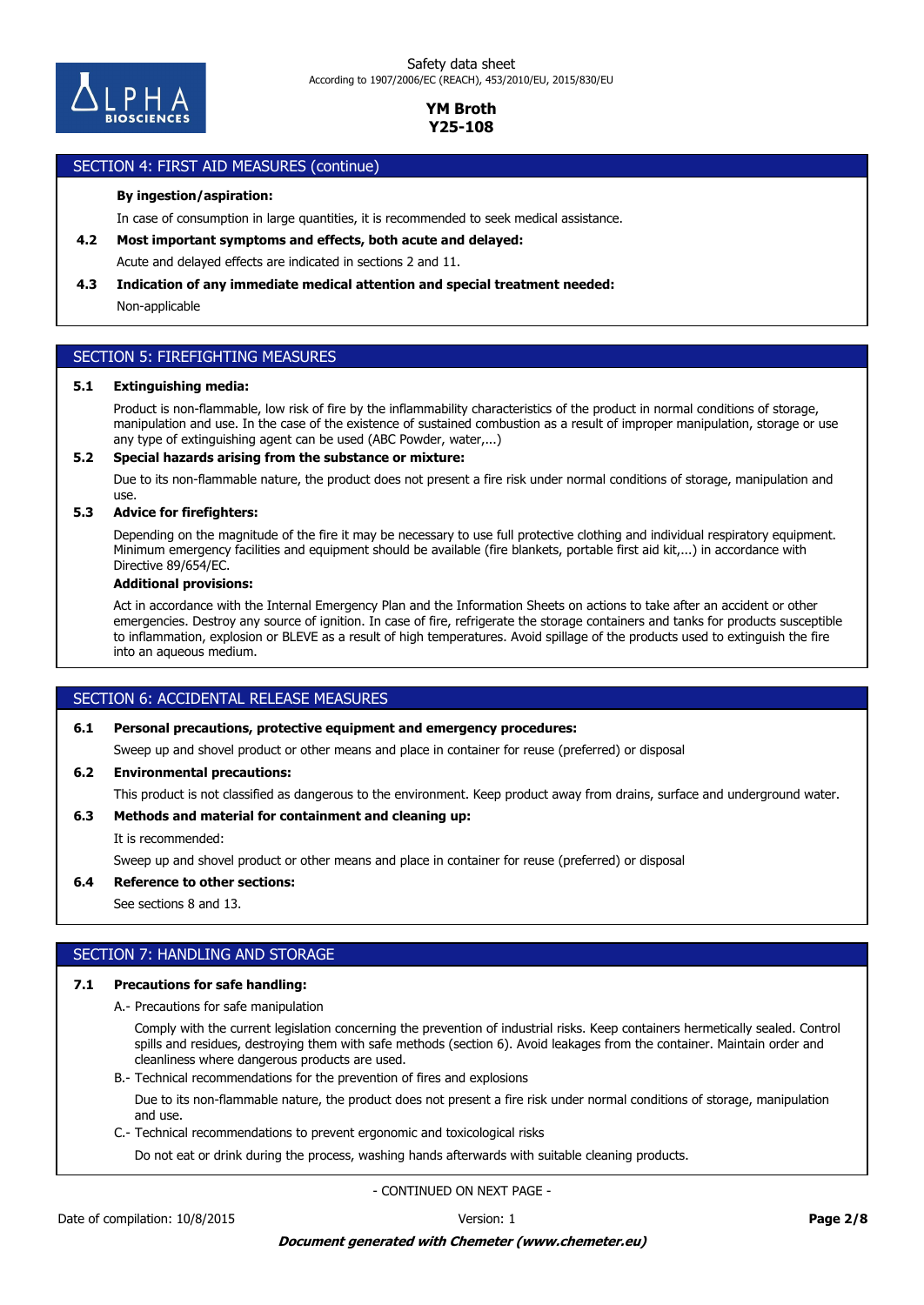## SECTION 4: FIRST AID MEASURES (continue)

**By ingestion/aspiration:**

In case of consumption in large quantities, it is recommended to seek medical assistance.

**4.2 Most important symptoms and effects, both acute and delayed:**

Acute and delayed effects are indicated in sections 2 and 11.

**4.3 Indication of any immediate medical attention and special treatment needed:**

Non-applicable

## SECTION 5: FIREFIGHTING MEASURES

**5.1 Extinguishing media:**

Product is non-flammable, low risk of fire by the inflammability characteristics of the product in normal conditions of storage, manipulation and use. In the case of the existence of sustained combustion as a result of improper manipulation, storage or use any type of extinguishing agent can be used (ABC Powder, water,...)

**5.2 Special hazards arising from the substance or mixture:**

Due to its non-flammable nature, the product does not present a fire risk under normal conditions of storage, manipulation and use.

**5.3 Advice for firefighters:**

Depending on the magnitude of the fire it may be necessary to use full protective clothing and individual respiratory equipment. Minimum emergency facilities and equipment should be available (fire blankets, portable first aid kit,...) in accordance with Directive 89/654/EC.

**Additional provisions:**

Act in accordance with the Internal Emergency Plan and the Information Sheets on actions to take after an accident or other emergencies. Destroy any source of ignition. In case of fire, refrigerate the storage containers and tanks for products susceptible to inflammation, explosion or BLEVE as a result of high temperatures. Avoid spillage of the products used to extinguish the fire into an aqueous medium.

## SECTION 6: ACCIDENTAL RELEASE MEASURES

**6.1 Personal precautions, protective equipment and emergency procedures:**

Sweep up and shovel product or other means and place in container for reuse (preferred) or disposal

**6.2 Environmental precautions:**

This product is not classified as dangerous to the environment. Keep product away from drains, surface and underground water.

**6.3 Methods and material for containment and cleaning up:**

It is recommended:

Sweep up and shovel product or other means and place in container for reuse (preferred) or disposal

**6.4 Reference to other sections:**

See sections 8 and 13.

## SECTION 7: HANDLING AND STORAGE

**7.1 Precautions for safe handling:**

A.- Precautions for safe manipulation

Comply with the current legislation concerning the prevention of industrial risks. Keep containers hermetically sealed. Control spills and residues, destroying them with safe methods (section 6). Avoid leakages from the container. Maintain order and cleanliness where dangerous products are used.

B.- Technical recommendations for the prevention of fires and explosions

Due to its non-flammable nature, the product does not present a fire risk under normal conditions of storage, manipulation and use.

C.- Technical recommendations to prevent ergonomic and toxicological risks

Do not eat or drink during the process, washing hands afterwards with suitable cleaning products.

- CONTINUED ON NEXT PAGE -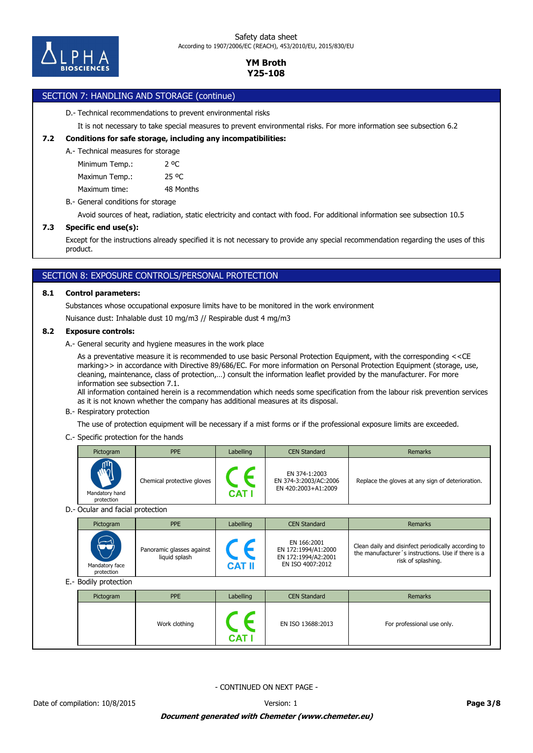## SECTION 7: HANDLING AND STORAGE (continue)

D.- Technical recommendations to prevent environmental risks

It is not necessary to take special measures to prevent environmental risks. For more information see subsection 6.2

**7.2 Conditions for safe storage, including any incompatibilities:**

A.- Technical measures for storage

| | |
|---|---|
| Minimum Temp.: | 2 ºC |
| Maximun Temp.: | 25 ºC |
| Maximum time: | 48 Months |

B.- General conditions for storage

Avoid sources of heat, radiation, static electricity and contact with food. For additional information see subsection 10.5

**7.3 Specific end use(s):**

Except for the instructions already specified it is not necessary to provide any special recommendation regarding the uses of this product.

## SECTION 8: EXPOSURE CONTROLS/PERSONAL PROTECTION

**8.1 Control parameters:**

Substances whose occupational exposure limits have to be monitored in the work environment

Nuisance dust: Inhalable dust 10 mg/m3 // Respirable dust 4 mg/m3

**8.2 Exposure controls:**

A.- General security and hygiene measures in the work place

As a preventative measure it is recommended to use basic Personal Protection Equipment, with the corresponding <<CE marking>> in accordance with Directive 89/686/EC. For more information on Personal Protection Equipment (storage, use, cleaning, maintenance, class of protection,…) consult the information leaflet provided by the manufacturer. For more information see subsection 7.1.
All information contained herein is a recommendation which needs some specification from the labour risk prevention services as it is not known whether the company has additional measures at its disposal.

B.- Respiratory protection

The use of protection equipment will be necessary if a mist forms or if the professional exposure limits are exceeded.

C.- Specific protection for the hands

| Pictogram | PPE | Labelling | CEN Standard | Remarks |
|---|---|---|---|---|
| Mandatory hand protection | Chemical protective gloves | CE CAT I | EN 374-1:2003<br>EN 374-3:2003/AC:2006<br>EN 420:2003+A1:2009 | Replace the gloves at any sign of deterioration. |

D.- Ocular and facial protection

| Pictogram | PPE | Labelling | CEN Standard | Remarks |
|---|---|---|---|---|
| Mandatory face protection | Panoramic glasses against liquid splash | CE CAT II | EN 166:2001<br>EN 172:1994/A1:2000<br>EN 172:1994/A2:2001<br>EN ISO 4007:2012 | Clean daily and disinfect periodically according to the manufacturer´s instructions. Use if there is a risk of splashing. |

E.- Bodily protection

| Pictogram | PPE | Labelling | CEN Standard | Remarks |
|---|---|---|---|---|
| | Work clothing | CE CAT I | EN ISO 13688:2013 | For professional use only. |

- CONTINUED ON NEXT PAGE -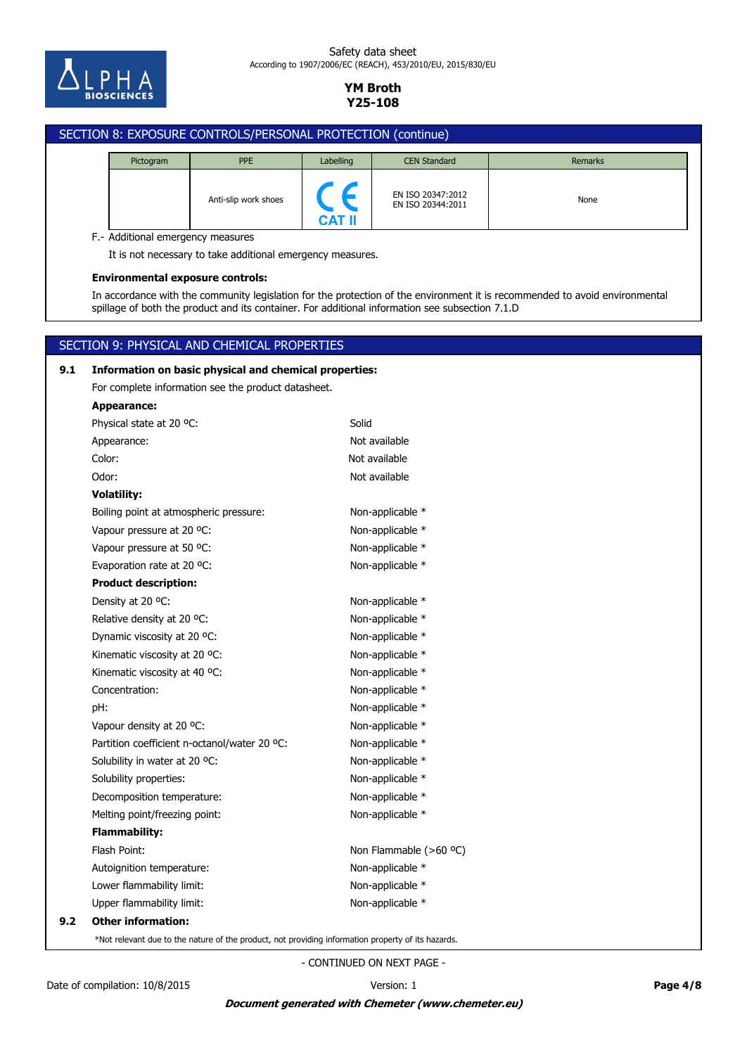## SECTION 8: EXPOSURE CONTROLS/PERSONAL PROTECTION (continue)

| Pictogram | PPE | Labelling | CEN Standard | Remarks |
|---|---|---|---|---|
| | Anti-slip work shoes | CE CAT II | EN ISO 20347:2012 EN ISO 20344:2011 | None |

F.- Additional emergency measures

It is not necessary to take additional emergency measures.

**Environmental exposure controls:**

In accordance with the community legislation for the protection of the environment it is recommended to avoid environmental spillage of both the product and its container. For additional information see subsection 7.1.D

## SECTION 9: PHYSICAL AND CHEMICAL PROPERTIES

**9.1 Information on basic physical and chemical properties:**

For complete information see the product datasheet.

**Appearance:**

| | |
|---|---|
| Physical state at 20 ºC: | Solid |
| Appearance: | Not available |
| Color: | Not available |
| Odor: | Not available |

**Volatility:**

| | |
|---|---|
| Boiling point at atmospheric pressure: | Non-applicable * |
| Vapour pressure at 20 ºC: | Non-applicable * |
| Vapour pressure at 50 ºC: | Non-applicable * |
| Evaporation rate at 20 ºC: | Non-applicable * |

**Product description:**

| | |
|---|---|
| Density at 20 ºC: | Non-applicable * |
| Relative density at 20 ºC: | Non-applicable * |
| Dynamic viscosity at 20 ºC: | Non-applicable * |
| Kinematic viscosity at 20 ºC: | Non-applicable * |
| Kinematic viscosity at 40 ºC: | Non-applicable * |
| Concentration: | Non-applicable * |
| pH: | Non-applicable * |
| Vapour density at 20 ºC: | Non-applicable * |
| Partition coefficient n-octanol/water 20 ºC: | Non-applicable * |
| Solubility in water at 20 ºC: | Non-applicable * |
| Solubility properties: | Non-applicable * |
| Decomposition temperature: | Non-applicable * |
| Melting point/freezing point: | Non-applicable * |

**Flammability:**

| | |
|---|---|
| Flash Point: | Non Flammable (>60 ºC) |
| Autoignition temperature: | Non-applicable * |
| Lower flammability limit: | Non-applicable * |
| Upper flammability limit: | Non-applicable * |

**9.2 Other information:**

*Not relevant due to the nature of the product, not providing information property of its hazards.

- CONTINUED ON NEXT PAGE -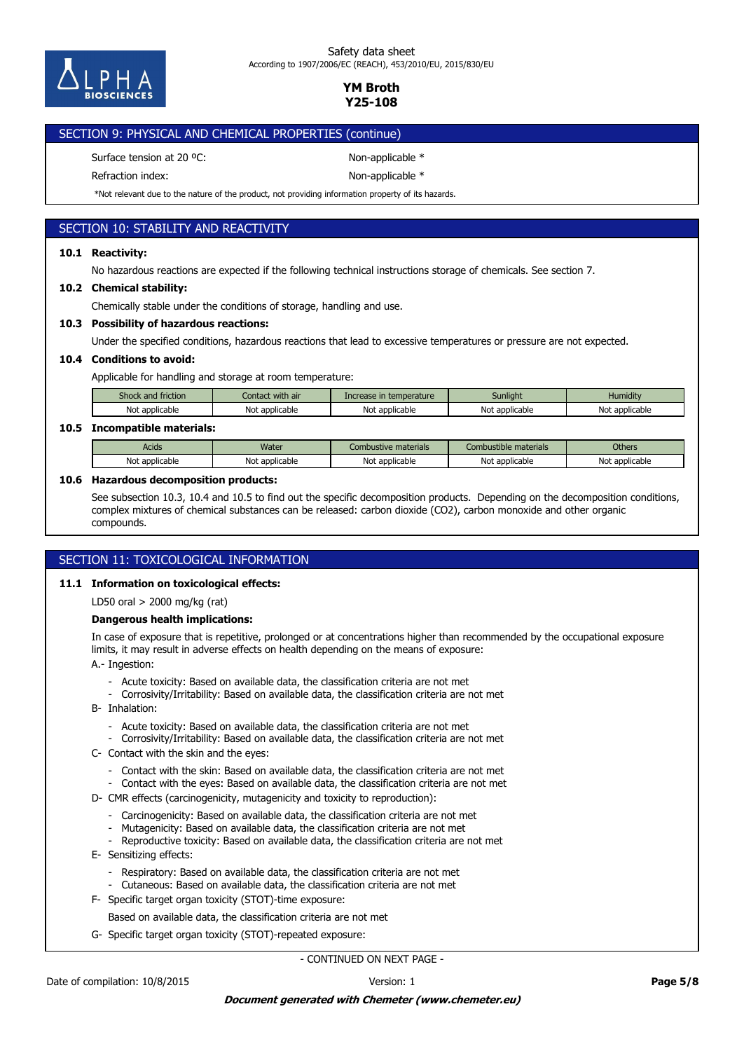## SECTION 9: PHYSICAL AND CHEMICAL PROPERTIES (continue)

Surface tension at 20 ºC: Non-applicable *

Refraction index: Non-applicable *

*Not relevant due to the nature of the product, not providing information property of its hazards.

## SECTION 10: STABILITY AND REACTIVITY

### 10.1 Reactivity:

No hazardous reactions are expected if the following technical instructions storage of chemicals. See section 7.

### 10.2 Chemical stability:

Chemically stable under the conditions of storage, handling and use.

### 10.3 Possibility of hazardous reactions:

Under the specified conditions, hazardous reactions that lead to excessive temperatures or pressure are not expected.

### 10.4 Conditions to avoid:

Applicable for handling and storage at room temperature:

| Shock and friction | Contact with air | Increase in temperature | Sunlight | Humidity |
|---|---|---|---|---|
| Not applicable | Not applicable | Not applicable | Not applicable | Not applicable |

### 10.5 Incompatible materials:

| Acids | Water | Combustive materials | Combustible materials | Others |
|---|---|---|---|---|
| Not applicable | Not applicable | Not applicable | Not applicable | Not applicable |

### 10.6 Hazardous decomposition products:

See subsection 10.3, 10.4 and 10.5 to find out the specific decomposition products. Depending on the decomposition conditions, complex mixtures of chemical substances can be released: carbon dioxide ($CO_2$), carbon monoxide and other organic compounds.

## SECTION 11: TOXICOLOGICAL INFORMATION

### 11.1 Information on toxicological effects:

LD50 oral > 2000 mg/kg (rat)

**Dangerous health implications:**

In case of exposure that is repetitive, prolonged or at concentrations higher than recommended by the occupational exposure limits, it may result in adverse effects on health depending on the means of exposure:

A.- Ingestion:

- Acute toxicity: Based on available data, the classification criteria are not met
- Corrosivity/Irritability: Based on available data, the classification criteria are not met

B- Inhalation:

- Acute toxicity: Based on available data, the classification criteria are not met
- Corrosivity/Irritability: Based on available data, the classification criteria are not met

C- Contact with the skin and the eyes:

- Contact with the skin: Based on available data, the classification criteria are not met
- Contact with the eyes: Based on available data, the classification criteria are not met

D- CMR effects (carcinogenicity, mutagenicity and toxicity to reproduction):

- Carcinogenicity: Based on available data, the classification criteria are not met
- Mutagenicity: Based on available data, the classification criteria are not met
- Reproductive toxicity: Based on available data, the classification criteria are not met

E- Sensitizing effects:

- Respiratory: Based on available data, the classification criteria are not met
- Cutaneous: Based on available data, the classification criteria are not met

F- Specific target organ toxicity (STOT)-time exposure:

Based on available data, the classification criteria are not met

G- Specific target organ toxicity (STOT)-repeated exposure:

- CONTINUED ON NEXT PAGE -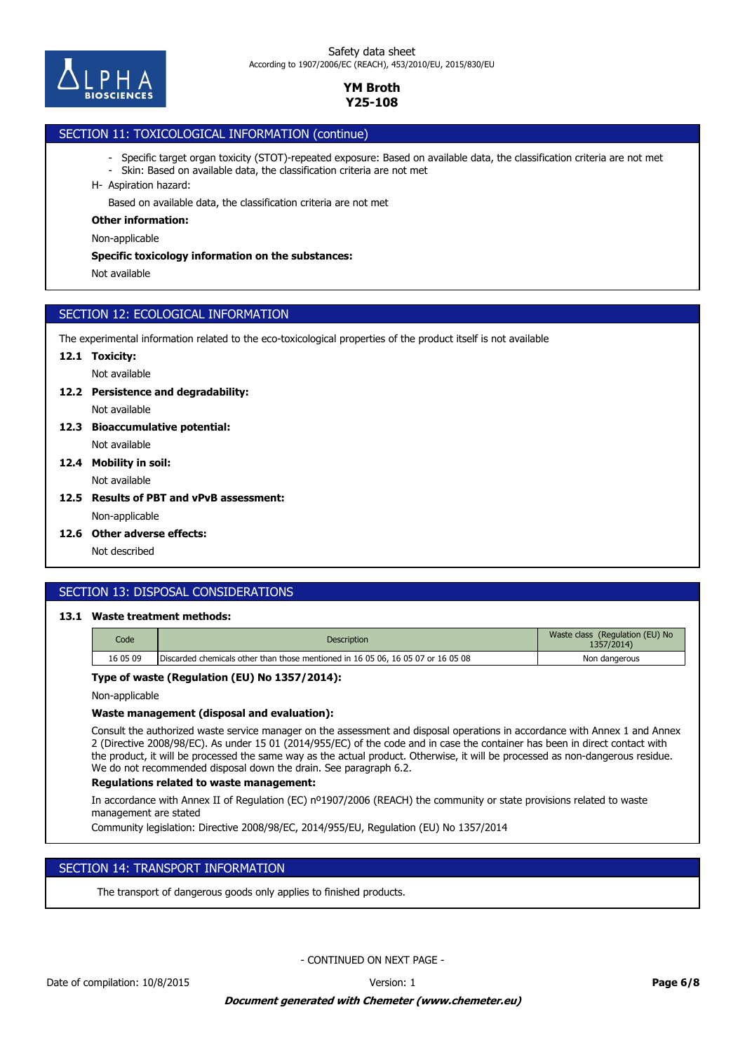## SECTION 11: TOXICOLOGICAL INFORMATION (continue)

- Specific target organ toxicity (STOT)-repeated exposure: Based on available data, the classification criteria are not met
- Skin: Based on available data, the classification criteria are not met

H- Aspiration hazard:

Based on available data, the classification criteria are not met

**Other information:**

Non-applicable

**Specific toxicology information on the substances:**

Not available

## SECTION 12: ECOLOGICAL INFORMATION

The experimental information related to the eco-toxicological properties of the product itself is not available

**12.1 Toxicity:**

Not available

**12.2 Persistence and degradability:**

Not available

**12.3 Bioaccumulative potential:**

Not available

**12.4 Mobility in soil:**

Not available

**12.5 Results of PBT and vPvB assessment:**

Non-applicable

**12.6 Other adverse effects:**

Not described

## SECTION 13: DISPOSAL CONSIDERATIONS

**13.1 Waste treatment methods:**

| Code | Description | Waste class (Regulation (EU) No 1357/2014) |
|---|---|---|
| 16 05 09 | Discarded chemicals other than those mentioned in 16 05 06, 16 05 07 or 16 05 08 | Non dangerous |

**Type of waste (Regulation (EU) No 1357/2014):**

Non-applicable

**Waste management (disposal and evaluation):**

Consult the authorized waste service manager on the assessment and disposal operations in accordance with Annex 1 and Annex 2 (Directive 2008/98/EC). As under 15 01 (2014/955/EC) of the code and in case the container has been in direct contact with the product, it will be processed the same way as the actual product. Otherwise, it will be processed as non-dangerous residue. We do not recommended disposal down the drain. See paragraph 6.2.

**Regulations related to waste management:**

In accordance with Annex II of Regulation (EC) nº1907/2006 (REACH) the community or state provisions related to waste management are stated

Community legislation: Directive 2008/98/EC, 2014/955/EU, Regulation (EU) No 1357/2014

## SECTION 14: TRANSPORT INFORMATION

The transport of dangerous goods only applies to finished products.

- CONTINUED ON NEXT PAGE -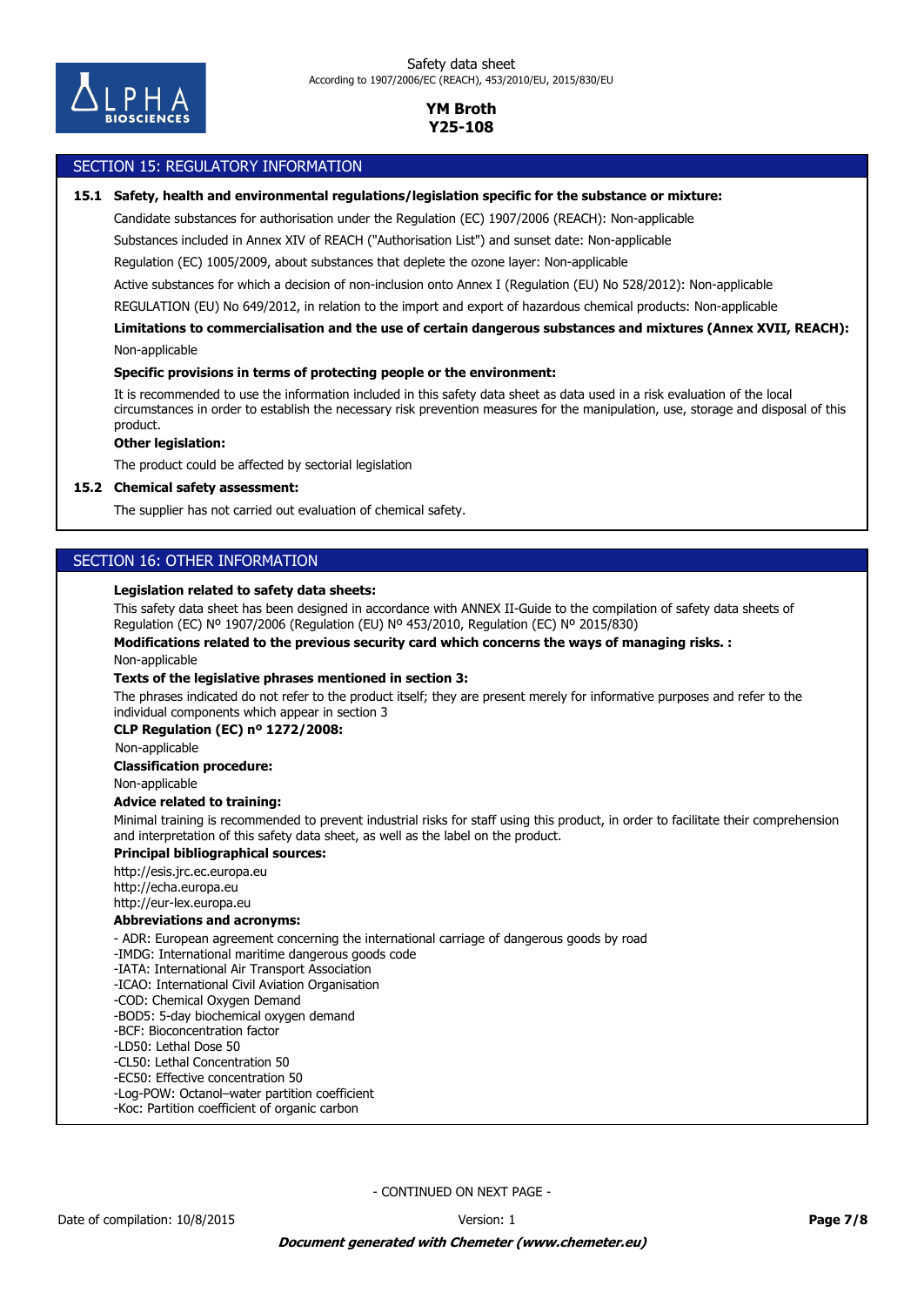## SECTION 15: REGULATORY INFORMATION

**15.1 Safety, health and environmental regulations/legislation specific for the substance or mixture:**

Candidate substances for authorisation under the Regulation (EC) 1907/2006 (REACH): Non-applicable

Substances included in Annex XIV of REACH ("Authorisation List") and sunset date: Non-applicable

Regulation (EC) 1005/2009, about substances that deplete the ozone layer: Non-applicable

Active substances for which a decision of non-inclusion onto Annex I (Regulation (EU) No 528/2012): Non-applicable

REGULATION (EU) No 649/2012, in relation to the import and export of hazardous chemical products: Non-applicable

**Limitations to commercialisation and the use of certain dangerous substances and mixtures (Annex XVII, REACH):**

Non-applicable

**Specific provisions in terms of protecting people or the environment:**

It is recommended to use the information included in this safety data sheet as data used in a risk evaluation of the local circumstances in order to establish the necessary risk prevention measures for the manipulation, use, storage and disposal of this product.

**Other legislation:**

The product could be affected by sectorial legislation

**15.2 Chemical safety assessment:**

The supplier has not carried out evaluation of chemical safety.

## SECTION 16: OTHER INFORMATION

**Legislation related to safety data sheets:**

This safety data sheet has been designed in accordance with ANNEX II-Guide to the compilation of safety data sheets of Regulation (EC) Nº 1907/2006 (Regulation (EU) Nº 453/2010, Regulation (EC) Nº 2015/830)

**Modifications related to the previous security card which concerns the ways of managing risks. :**

Non-applicable

**Texts of the legislative phrases mentioned in section 3:**

The phrases indicated do not refer to the product itself; they are present merely for informative purposes and refer to the individual components which appear in section 3

**CLP Regulation (EC) nº 1272/2008:**

Non-applicable

**Classification procedure:**

Non-applicable

**Advice related to training:**

Minimal training is recommended to prevent industrial risks for staff using this product, in order to facilitate their comprehension and interpretation of this safety data sheet, as well as the label on the product.

**Principal bibliographical sources:**

http://esis.jrc.ec.europa.eu
http://echa.europa.eu
http://eur-lex.europa.eu

**Abbreviations and acronyms:**

- ADR: European agreement concerning the international carriage of dangerous goods by road
-IMDG: International maritime dangerous goods code
-IATA: International Air Transport Association
-ICAO: International Civil Aviation Organisation
-COD: Chemical Oxygen Demand
-BOD5: 5-day biochemical oxygen demand
-BCF: Bioconcentration factor
-LD50: Lethal Dose 50
-CL50: Lethal Concentration 50
-EC50: Effective concentration 50
-Log-POW: Octanol–water partition coefficient
-Koc: Partition coefficient of organic carbon

- CONTINUED ON NEXT PAGE -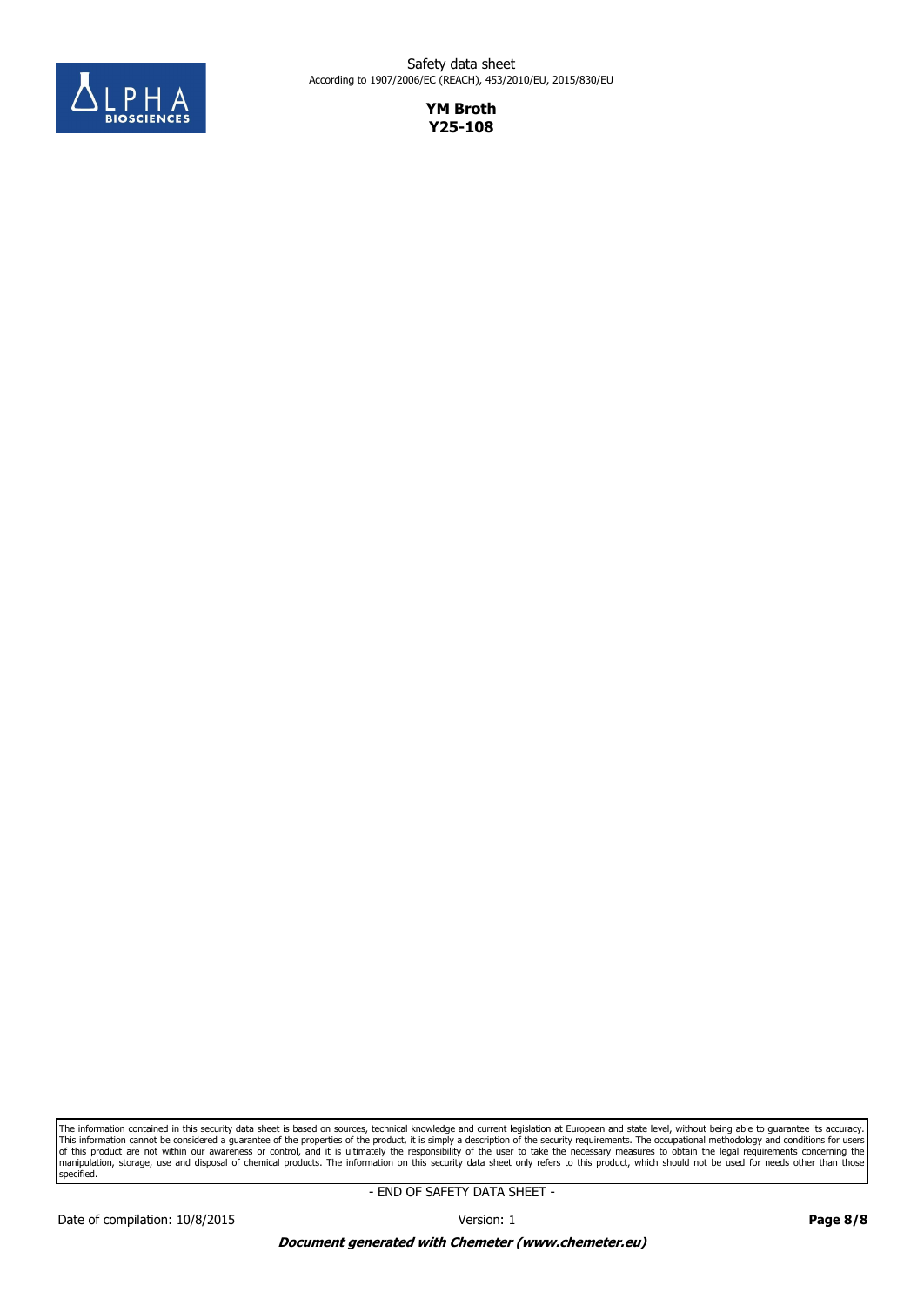The information contained in this security data sheet is based on sources, technical knowledge and current legislation at European and state level, without being able to guarantee its accuracy. This information cannot be considered a guarantee of the properties of the product, it is simply a description of the security requirements. The occupational methodology and conditions for users of this product are not within our awareness or control, and it is ultimately the responsibility of the user to take the necessary measures to obtain the legal requirements concerning the manipulation, storage, use and disposal of chemical products. The information on this security data sheet only refers to this product, which should not be used for needs other than those specified.

- END OF SAFETY DATA SHEET -